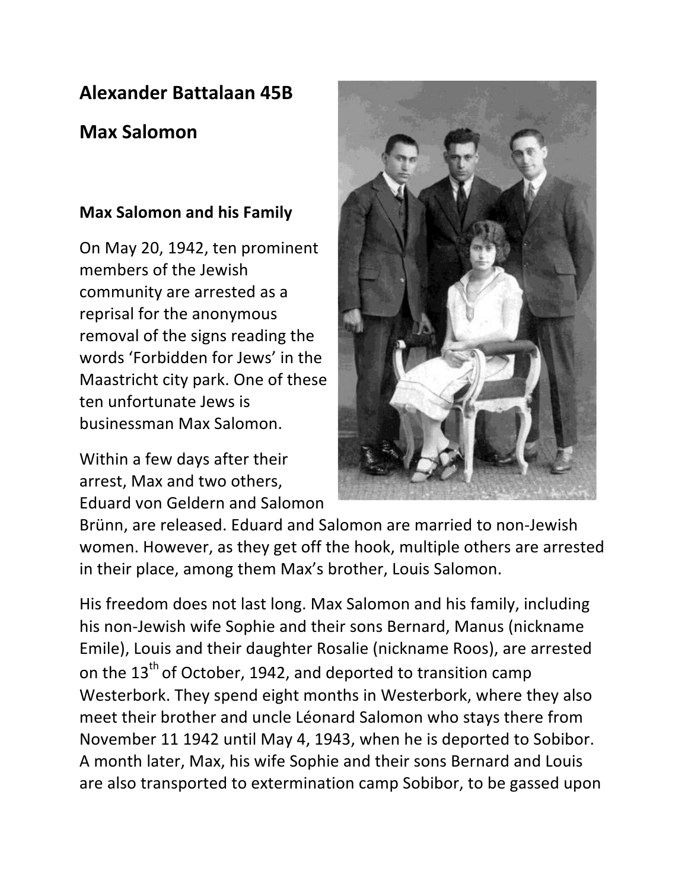# Alexander Battalaan 45B

# Max Salomon

## Max Salomon and his Family

On May 20, 1942, ten prominent members of the Jewish community are arrested as a reprisal for the anonymous removal of the signs reading the words 'Forbidden for Jews' in the Maastricht city park. One of these ten unfortunate Jews is businessman Max Salomon.

Within a few days after their arrest, Max and two others, Eduard von Geldern and Salomon Brünn, are released. Eduard and Salomon are married to non-Jewish women. However, as they get off the hook, multiple others are arrested in their place, among them Max's brother, Louis Salomon.

His freedom does not last long. Max Salomon and his family, including his non-Jewish wife Sophie and their sons Bernard, Manus (nickname Emile), Louis and their daughter Rosalie (nickname Roos), are arrested on the 13th of October, 1942, and deported to transition camp Westerbork. They spend eight months in Westerbork, where they also meet their brother and uncle Léonard Salomon who stays there from November 11 1942 until May 4, 1943, when he is deported to Sobibor. A month later, Max, his wife Sophie and their sons Bernard and Louis are also transported to extermination camp Sobibor, to be gassed upon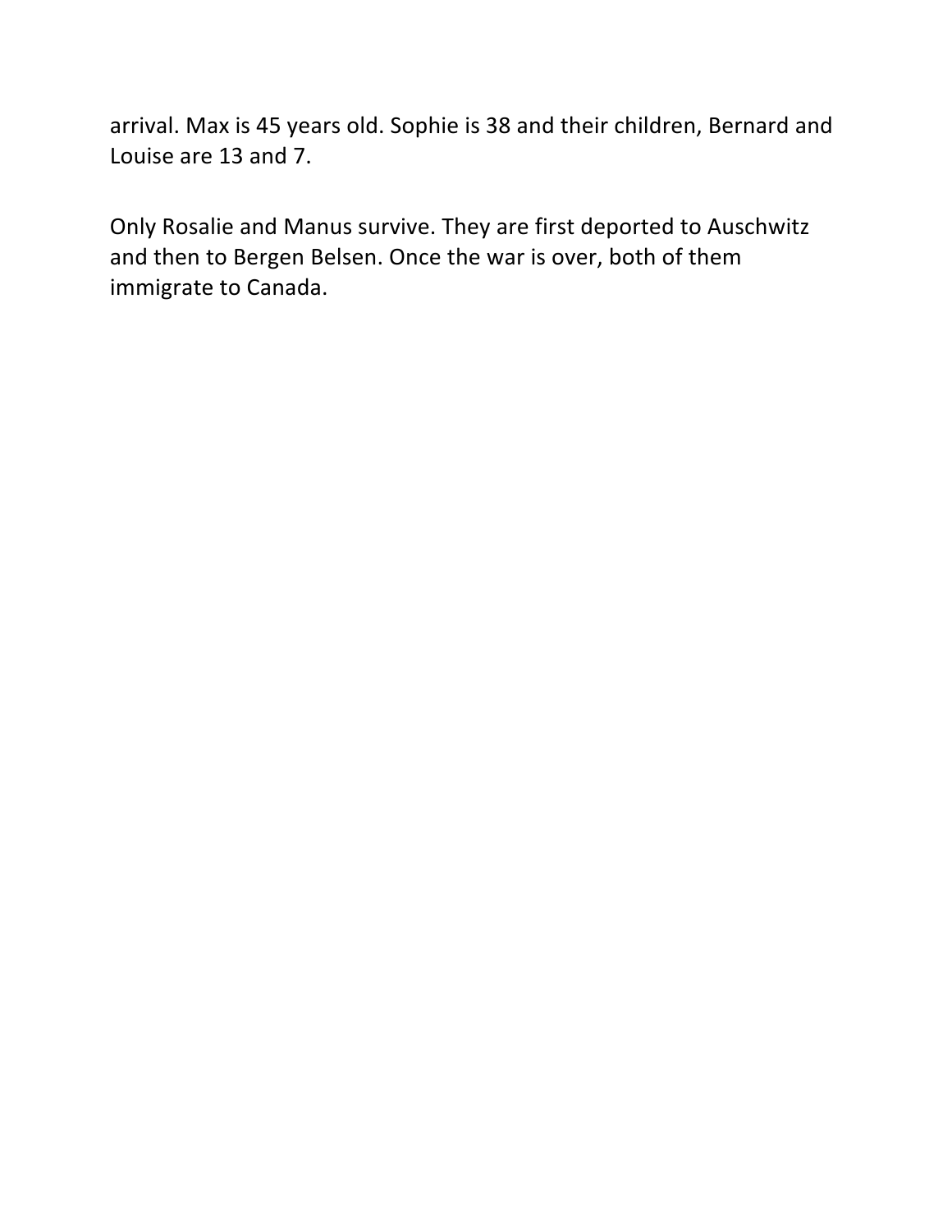arrival. Max is 45 years old. Sophie is 38 and their children, Bernard and Louise are 13 and 7.

Only Rosalie and Manus survive. They are first deported to Auschwitz and then to Bergen Belsen. Once the war is over, both of them immigrate to Canada.